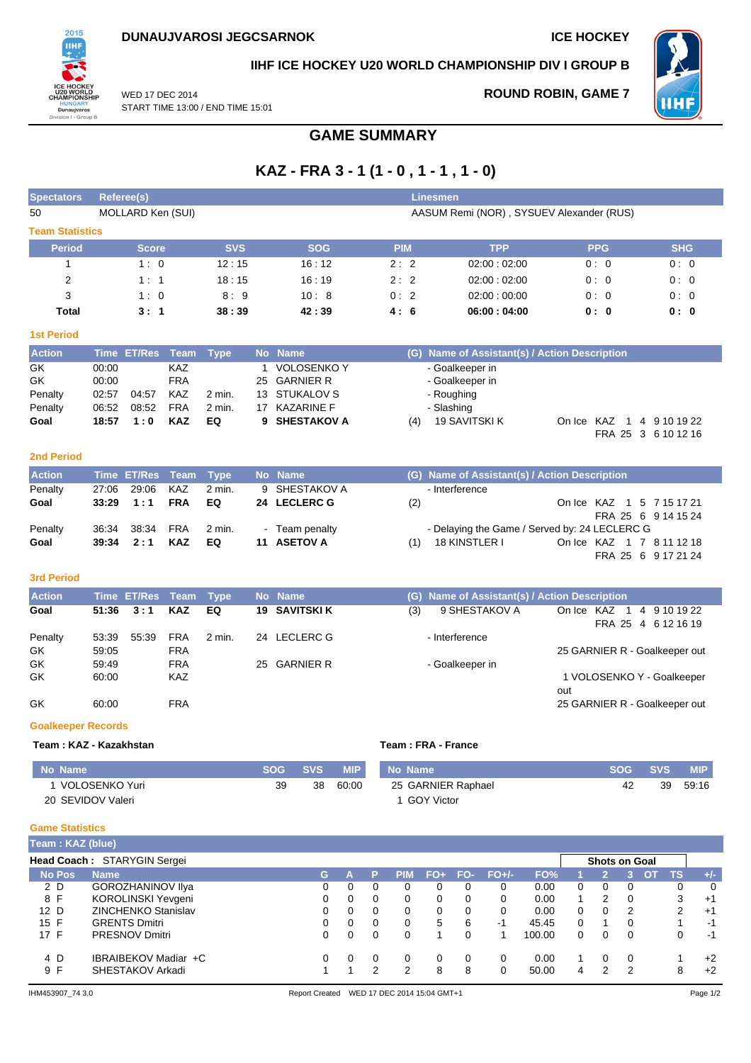**DUNAUJVAROSI JEGCSARNOK** **ICE HOCKEY**

**IIHF ICE HOCKEY U20 WORLD CHAMPIONSHIP DIV I GROUP B**

WED 17 DEC 2014
START TIME 13:00 / END TIME 15:01

**ROUND ROBIN, GAME 7**

# GAME SUMMARY

## KAZ - FRA 3 - 1 (1 - 0 , 1 - 1 , 1 - 0)

| Spectators | Referee(s) | Linesmen |
|---|---|---|
| 50 | MOLLARD Ken (SUI) | AASUM Remi (NOR) , SYSUEV Alexander (RUS) |

### Team Statistics

| Period | Score | SVS | SOG | PIM | TPP | PPG | SHG |
|---|---|---|---|---|---|---|---|
| 1 | 1 : 0 | 12 : 15 | 16 : 12 | 2 : 2 | 02:00 : 02:00 | 0 : 0 | 0 : 0 |
| 2 | 1 : 1 | 18 : 15 | 16 : 19 | 2 : 2 | 02:00 : 02:00 | 0 : 0 | 0 : 0 |
| 3 | 1 : 0 | 8 : 9 | 10 : 8 | 0 : 2 | 02:00 : 00:00 | 0 : 0 | 0 : 0 |
| **Total** | **3 : 1** | **38 : 39** | **42 : 39** | **4 : 6** | **06:00 : 04:00** | **0 : 0** | **0 : 0** |

### 1st Period

| Action | Time | ET/Res | Team | Type | No | Name | (G) | Name of Assistant(s) / Action Description | On Ice |
|---|---|---|---|---|---|---|---|---|---|
| GK | 00:00 | | KAZ | | 1 | VOLOSENKO Y | | - Goalkeeper in | |
| GK | 00:00 | | FRA | | 25 | GARNIER R | | - Goalkeeper in | |
| Penalty | 02:57 | 04:57 | KAZ | 2 min. | 13 | STUKALOV S | | - Roughing | |
| Penalty | 06:52 | 08:52 | FRA | 2 min. | 17 | KAZARINE F | | - Slashing | |
| **Goal** | **18:57** | **1 : 0** | **KAZ** | **EQ** | **9** | **SHESTAKOV A** | (4) | 19 SAVITSKI K | On Ice KAZ 1 4 9 10 19 22 / FRA 25 3 6 10 12 16 |

### 2nd Period

| Action | Time | ET/Res | Team | Type | No | Name | (G) | Name of Assistant(s) / Action Description | On Ice |
|---|---|---|---|---|---|---|---|---|---|
| Penalty | 27:06 | 29:06 | KAZ | 2 min. | 9 | SHESTAKOV A | | - Interference | |
| **Goal** | **33:29** | **1 : 1** | **FRA** | **EQ** | **24** | **LECLERC G** | (2) | | On Ice KAZ 1 5 7 15 17 21 / FRA 25 6 9 14 15 24 |
| Penalty | 36:34 | 38:34 | FRA | 2 min. | - | Team penalty | | - Delaying the Game / Served by: 24 LECLERC G | |
| **Goal** | **39:34** | **2 : 1** | **KAZ** | **EQ** | **11** | **ASETOV A** | (1) | 18 KINSTLER I | On Ice KAZ 1 7 8 11 12 18 / FRA 25 6 9 17 21 24 |

### 3rd Period

| Action | Time | ET/Res | Team | Type | No | Name | (G) | Name of Assistant(s) / Action Description | On Ice |
|---|---|---|---|---|---|---|---|---|---|
| **Goal** | **51:36** | **3 : 1** | **KAZ** | **EQ** | **19** | **SAVITSKI K** | (3) | 9 SHESTAKOV A | On Ice KAZ 1 4 9 10 19 22 / FRA 25 4 6 12 16 19 |
| Penalty | 53:39 | 55:39 | FRA | 2 min. | 24 | LECLERC G | | - Interference | |
| GK | 59:05 | | FRA | | | | | | 25 GARNIER R - Goalkeeper out |
| GK | 59:49 | | FRA | | 25 | GARNIER R | | - Goalkeeper in | |
| GK | 60:00 | | KAZ | | | | | | 1 VOLOSENKO Y - Goalkeeper out |
| GK | 60:00 | | FRA | | | | | | 25 GARNIER R - Goalkeeper out |

### Goalkeeper Records

**Team : KAZ - Kazakhstan**

| No | Name | SOG | SVS | MIP |
|---|---|---|---|---|
| 1 | VOLOSENKO Yuri | 39 | 38 | 60:00 |
| 20 | SEVIDOV Valeri | | | |

**Team : FRA - France**

| No | Name | SOG | SVS | MIP |
|---|---|---|---|---|
| 25 | GARNIER Raphael | 42 | 39 | 59:16 |
| 1 | GOY Victor | | | |

### Game Statistics

**Team : KAZ (blue)**

**Head Coach :** STARYGIN Sergei

| No | Pos | Name | G | A | P | PIM | FO+ | FO- | FO+/- | FO% | 1 | 2 | 3 | OT | TS | +/- |
|---|---|---|---|---|---|---|---|---|---|---|---|---|---|---|---|---|
| 2 | D | GOROZHANINOV Ilya | 0 | 0 | 0 | 0 | 0 | 0 | 0 | 0.00 | 0 | 0 | 0 | | 0 | 0 |
| 8 | F | KOROLINSKI Yevgeni | 0 | 0 | 0 | 0 | 0 | 0 | 0 | 0.00 | 1 | 2 | 0 | | 3 | +1 |
| 12 | D | ZINCHENKO Stanislav | 0 | 0 | 0 | 0 | 0 | 0 | 0 | 0.00 | 0 | 0 | 2 | | 2 | +1 |
| 15 | F | GRENTS Dmitri | 0 | 0 | 0 | 0 | 5 | 6 | -1 | 45.45 | 0 | 1 | 0 | | 1 | -1 |
| 17 | F | PRESNOV Dmitri | 0 | 0 | 0 | 0 | 1 | 0 | 1 | 100.00 | 0 | 0 | 0 | | 0 | -1 |
| 4 | D | IBRAIBEKOV Madiar +C | 0 | 0 | 0 | 0 | 0 | 0 | 0 | 0.00 | 1 | 0 | 0 | | 1 | +2 |
| 9 | F | SHESTAKOV Arkadi | 1 | 1 | 2 | 2 | 8 | 8 | 0 | 50.00 | 4 | 2 | 2 | | 8 | +2 |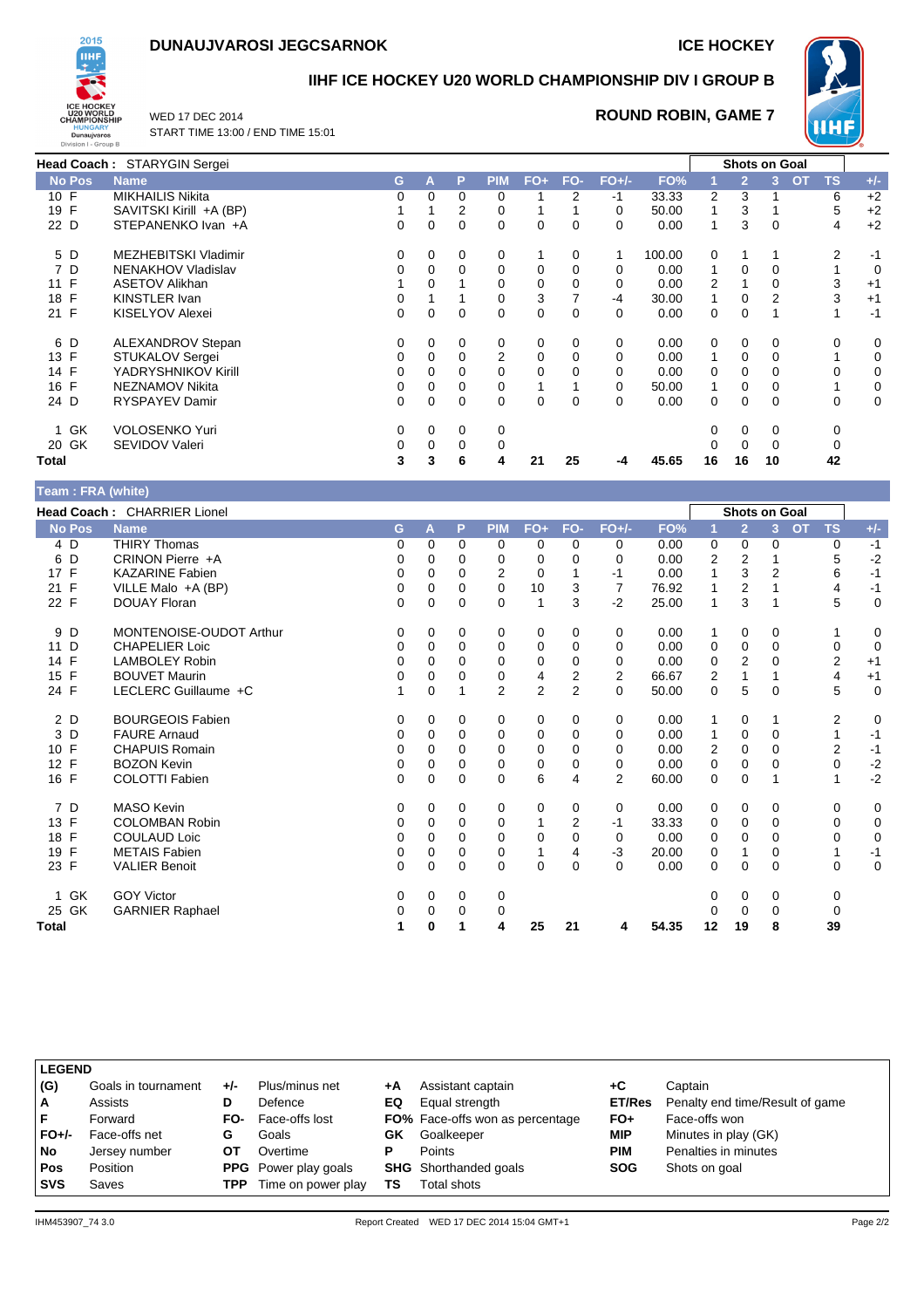# DUNAUJVAROSI JEGCSARNOK

ICE HOCKEY

## IIHF ICE HOCKEY U20 WORLD CHAMPIONSHIP DIV I GROUP B

WED 17 DEC 2014
START TIME 13:00 / END TIME 15:01

**ROUND ROBIN, GAME 7**

**Head Coach :** STARYGIN Sergei

| No | Pos | Name | G | A | P | PIM | FO+ | FO- | FO+/- | FO% | Shots on Goal 1 | 2 | 3 | OT | TS | +/- |
|---|---|---|---|---|---|---|---|---|---|---|---|---|---|---|---|---|
| 10 | F | MIKHAILIS Nikita | 0 | 0 | 0 | 0 | 1 | 2 | -1 | 33.33 | 2 | 3 | 1 | | 6 | +2 |
| 19 | F | SAVITSKI Kirill +A (BP) | 1 | 1 | 2 | 0 | 1 | 1 | 0 | 50.00 | 1 | 3 | 1 | | 5 | +2 |
| 22 | D | STEPANENKO Ivan +A | 0 | 0 | 0 | 0 | 0 | 0 | 0 | 0.00 | 1 | 3 | 0 | | 4 | +2 |
| 5 | D | MEZHEBITSKI Vladimir | 0 | 0 | 0 | 0 | 1 | 0 | 1 | 100.00 | 0 | 1 | 1 | | 2 | -1 |
| 7 | D | NENAKHOV Vladislav | 0 | 0 | 0 | 0 | 0 | 0 | 0 | 0.00 | 1 | 0 | 0 | | 1 | 0 |
| 11 | F | ASETOV Alikhan | 1 | 0 | 1 | 0 | 0 | 0 | 0 | 0.00 | 2 | 1 | 0 | | 3 | +1 |
| 18 | F | KINSTLER Ivan | 0 | 1 | 1 | 0 | 3 | 7 | -4 | 30.00 | 1 | 0 | 2 | | 3 | +1 |
| 21 | F | KISELYOV Alexei | 0 | 0 | 0 | 0 | 0 | 0 | 0 | 0.00 | 0 | 0 | 1 | | 1 | -1 |
| 6 | D | ALEXANDROV Stepan | 0 | 0 | 0 | 0 | 0 | 0 | 0 | 0.00 | 0 | 0 | 0 | | 0 | 0 |
| 13 | F | STUKALOV Sergei | 0 | 0 | 0 | 2 | 0 | 0 | 0 | 0.00 | 1 | 0 | 0 | | 1 | 0 |
| 14 | F | YADRYSHNIKOV Kirill | 0 | 0 | 0 | 0 | 0 | 0 | 0 | 0.00 | 0 | 0 | 0 | | 0 | 0 |
| 16 | F | NEZNAMOV Nikita | 0 | 0 | 0 | 0 | 1 | 1 | 0 | 50.00 | 1 | 0 | 0 | | 1 | 0 |
| 24 | D | RYSPAYEV Damir | 0 | 0 | 0 | 0 | 0 | 0 | 0 | 0.00 | 0 | 0 | 0 | | 0 | 0 |
| 1 | GK | VOLOSENKO Yuri | 0 | 0 | 0 | 0 | | | | | 0 | 0 | 0 | | 0 | |
| 20 | GK | SEVIDOV Valeri | 0 | 0 | 0 | 0 | | | | | 0 | 0 | 0 | | 0 | |
| **Total** | | | **3** | **3** | **6** | **4** | **21** | **25** | **-4** | **45.65** | **16** | **16** | **10** | | **42** | |

**Team : FRA (white)**

**Head Coach :** CHARRIER Lionel

| No | Pos | Name | G | A | P | PIM | FO+ | FO- | FO+/- | FO% | Shots on Goal 1 | 2 | 3 | OT | TS | +/- |
|---|---|---|---|---|---|---|---|---|---|---|---|---|---|---|---|---|
| 4 | D | THIRY Thomas | 0 | 0 | 0 | 0 | 0 | 0 | 0 | 0.00 | 0 | 0 | 0 | | 0 | -1 |
| 6 | D | CRINON Pierre +A | 0 | 0 | 0 | 0 | 0 | 0 | 0 | 0.00 | 2 | 2 | 1 | | 5 | -2 |
| 17 | F | KAZARINE Fabien | 0 | 0 | 0 | 2 | 0 | 1 | -1 | 0.00 | 1 | 3 | 2 | | 6 | -1 |
| 21 | F | VILLE Malo +A (BP) | 0 | 0 | 0 | 0 | 10 | 3 | 7 | 76.92 | 1 | 2 | 1 | | 4 | -1 |
| 22 | F | DOUAY Floran | 0 | 0 | 0 | 0 | 1 | 3 | -2 | 25.00 | 1 | 3 | 1 | | 5 | 0 |
| 9 | D | MONTENOISE-OUDOT Arthur | 0 | 0 | 0 | 0 | 0 | 0 | 0 | 0.00 | 1 | 0 | 0 | | 1 | 0 |
| 11 | D | CHAPELIER Loic | 0 | 0 | 0 | 0 | 0 | 0 | 0 | 0.00 | 0 | 0 | 0 | | 0 | 0 |
| 14 | F | LAMBOLEY Robin | 0 | 0 | 0 | 0 | 0 | 0 | 0 | 0.00 | 0 | 2 | 0 | | 2 | +1 |
| 15 | F | BOUVET Maurin | 0 | 0 | 0 | 0 | 4 | 2 | 2 | 66.67 | 2 | 1 | 1 | | 4 | +1 |
| 24 | F | LECLERC Guillaume +C | 1 | 0 | 1 | 2 | 2 | 2 | 0 | 50.00 | 0 | 5 | 0 | | 5 | 0 |
| 2 | D | BOURGEOIS Fabien | 0 | 0 | 0 | 0 | 0 | 0 | 0 | 0.00 | 1 | 0 | 1 | | 2 | 0 |
| 3 | D | FAURE Arnaud | 0 | 0 | 0 | 0 | 0 | 0 | 0 | 0.00 | 1 | 0 | 0 | | 1 | -1 |
| 10 | F | CHAPUIS Romain | 0 | 0 | 0 | 0 | 0 | 0 | 0 | 0.00 | 2 | 0 | 0 | | 2 | -1 |
| 12 | F | BOZON Kevin | 0 | 0 | 0 | 0 | 0 | 0 | 0 | 0.00 | 0 | 0 | 0 | | 0 | -2 |
| 16 | F | COLOTTI Fabien | 0 | 0 | 0 | 0 | 6 | 4 | 2 | 60.00 | 0 | 0 | 1 | | 1 | -2 |
| 7 | D | MASO Kevin | 0 | 0 | 0 | 0 | 0 | 0 | 0 | 0.00 | 0 | 0 | 0 | | 0 | 0 |
| 13 | F | COLOMBAN Robin | 0 | 0 | 0 | 0 | 1 | 2 | -1 | 33.33 | 0 | 0 | 0 | | 0 | 0 |
| 18 | F | COULAUD Loic | 0 | 0 | 0 | 0 | 0 | 0 | 0 | 0.00 | 0 | 0 | 0 | | 0 | 0 |
| 19 | F | METAIS Fabien | 0 | 0 | 0 | 0 | 1 | 4 | -3 | 20.00 | 0 | 1 | 0 | | 1 | -1 |
| 23 | F | VALIER Benoit | 0 | 0 | 0 | 0 | 0 | 0 | 0 | 0.00 | 0 | 0 | 0 | | 0 | 0 |
| 1 | GK | GOY Victor | 0 | 0 | 0 | 0 | | | | | 0 | 0 | 0 | | 0 | |
| 25 | GK | GARNIER Raphael | 0 | 0 | 0 | 0 | | | | | 0 | 0 | 0 | | 0 | |
| **Total** | | | **1** | **0** | **1** | **4** | **25** | **21** | **4** | **54.35** | **12** | **19** | **8** | | **39** | |

**LEGEND**

| | | | | | | | |
|---|---|---|---|---|---|---|---|
| (G) | Goals in tournament | +/- | Plus/minus net | +A | Assistant captain | +C | Captain |
| A | Assists | D | Defence | EQ | Equal strength | ET/Res | Penalty end time/Result of game |
| F | Forward | FO- | Face-offs lost | FO% | Face-offs won as percentage | FO+ | Face-offs won |
| FO+/- | Face-offs net | G | Goals | GK | Goalkeeper | MIP | Minutes in play (GK) |
| No | Jersey number | OT | Overtime | P | Points | PIM | Penalties in minutes |
| Pos | Position | PPG | Power play goals | SHG | Shorthanded goals | SOG | Shots on goal |
| SVS | Saves | TPP | Time on power play | TS | Total shots | | |

IHM453907_74 3.0 Report Created WED 17 DEC 2014 15:04 GMT+1